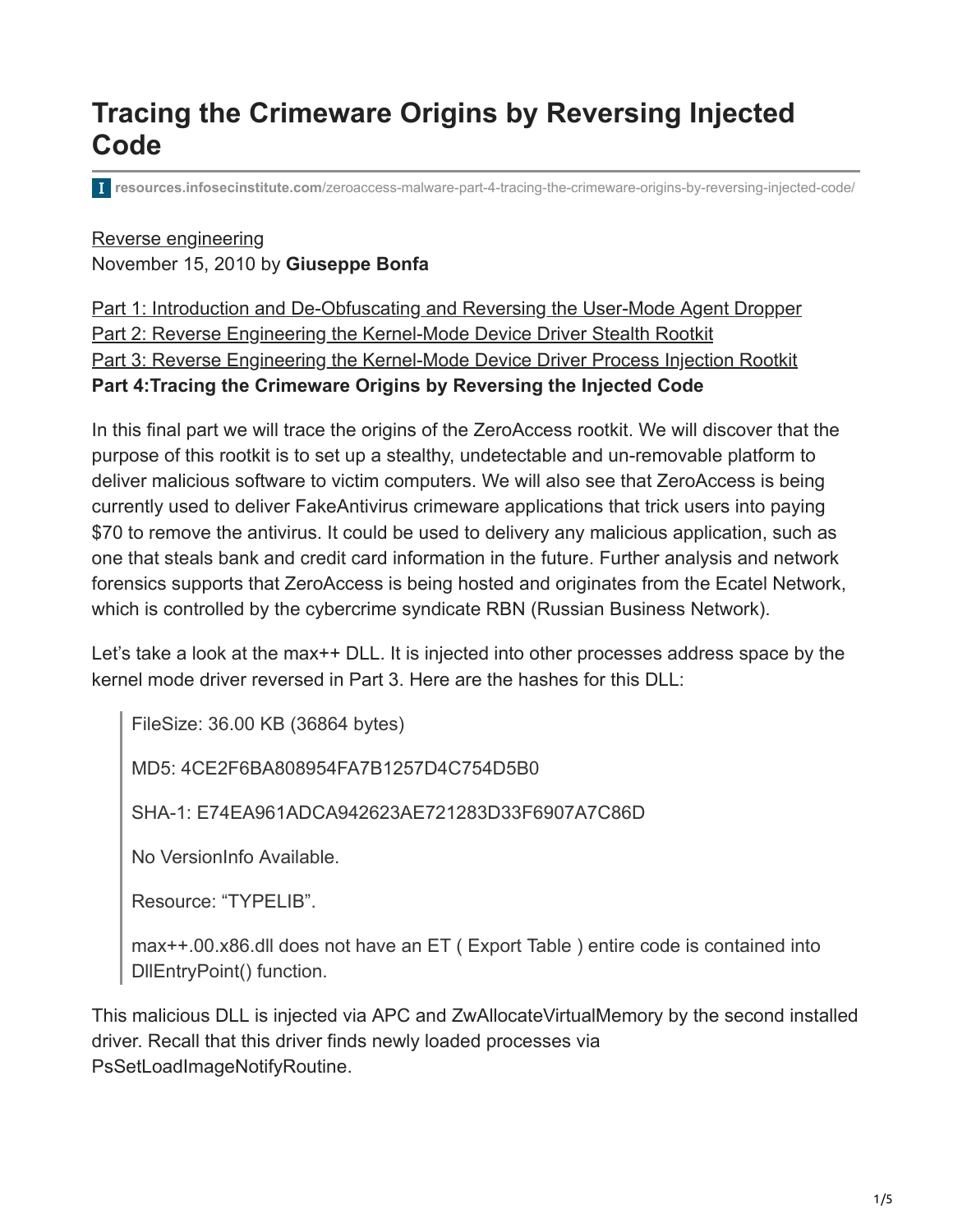# Tracing the Crimeware Origins by Reversing Injected Code

resources.infosecinstitute.com/zeroaccess-malware-part-4-tracing-the-crimeware-origins-by-reversing-injected-code/

Reverse engineering
November 15, 2010 by **Giuseppe Bonfa**

Part 1: Introduction and De-Obfuscating and Reversing the User-Mode Agent Dropper
Part 2: Reverse Engineering the Kernel-Mode Device Driver Stealth Rootkit
Part 3: Reverse Engineering the Kernel-Mode Device Driver Process Injection Rootkit
**Part 4:Tracing the Crimeware Origins by Reversing the Injected Code**

In this final part we will trace the origins of the ZeroAccess rootkit. We will discover that the purpose of this rootkit is to set up a stealthy, undetectable and un-removable platform to deliver malicious software to victim computers. We will also see that ZeroAccess is being currently used to deliver FakeAntivirus crimeware applications that trick users into paying $70 to remove the antivirus. It could be used to delivery any malicious application, such as one that steals bank and credit card information in the future. Further analysis and network forensics supports that ZeroAccess is being hosted and originates from the Ecatel Network, which is controlled by the cybercrime syndicate RBN (Russian Business Network).

Let's take a look at the max++ DLL. It is injected into other processes address space by the kernel mode driver reversed in Part 3. Here are the hashes for this DLL:

> FileSize: 36.00 KB (36864 bytes)
>
> MD5: 4CE2F6BA808954FA7B1257D4C754D5B0
>
> SHA-1: E74EA961ADCA942623AE721283D33F6907A7C86D
>
> No VersionInfo Available.
>
> Resource: "TYPELIB".
>
> max++.00.x86.dll does not have an ET ( Export Table ) entire code is contained into DllEntryPoint() function.

This malicious DLL is injected via APC and ZwAllocateVirtualMemory by the second installed driver. Recall that this driver finds newly loaded processes via PsSetLoadImageNotifyRoutine.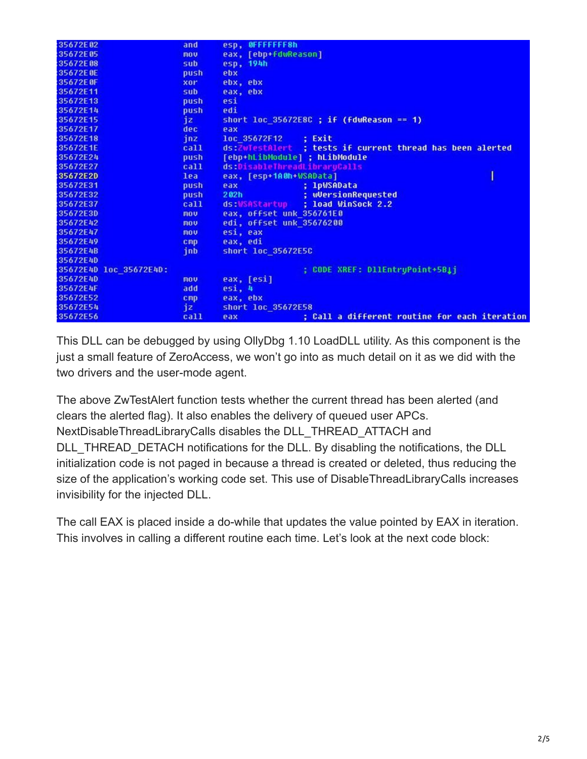```
35672E02                 and     esp, 0FFFFFFF8h
35672E05                 mov     eax, [ebp+fdwReason]
35672E08                 sub     esp, 194h
35672E0E                 push    ebx
35672E0F                 xor     ebx, ebx
35672E11                 sub     eax, ebx
35672E13                 push    esi
35672E14                 push    edi
35672E15                 jz      short loc_35672E8C ; if (fdwReason == 1)
35672E17                 dec     eax
35672E18                 jnz     loc_35672F12    ; Exit
35672E1E                 call    ds:ZwTestAlert  ; tests if current thread has been alerted
35672E24                 push    [ebp+hLibModule] ; hLibModule
35672E27                 call    ds:DisableThreadLibraryCalls
35672E2D                 lea     eax, [esp+1A0h+WSAData]
35672E31                 push    eax             ; lpWSAData
35672E32                 push    202h            ; wVersionRequested
35672E37                 call    ds:WSAStartup   ; load WinSock 2.2
35672E3D                 mov     eax, offset unk_356761E0
35672E42                 mov     edi, offset unk_35676200
35672E47                 mov     esi, eax
35672E49                 cmp     eax, edi
35672E4B                 jnb     short loc_35672E5C
35672E4D
35672E4D loc_35672E4D:                           ; CODE XREF: DllEntryPoint+58↓j
35672E4D                 mov     eax, [esi]
35672E4F                 add     esi, 4
35672E52                 cmp     eax, ebx
35672E54                 jz      short loc_35672E58
35672E56                 call    eax             ; Call a different routine for each iteration
```

This DLL can be debugged by using OllyDbg 1.10 LoadDLL utility. As this component is the just a small feature of ZeroAccess, we won't go into as much detail on it as we did with the two drivers and the user-mode agent.

The above ZwTestAlert function tests whether the current thread has been alerted (and clears the alerted flag). It also enables the delivery of queued user APCs. NextDisableThreadLibraryCalls disables the DLL_THREAD_ATTACH and DLL_THREAD_DETACH notifications for the DLL. By disabling the notifications, the DLL initialization code is not paged in because a thread is created or deleted, thus reducing the size of the application's working code set. This use of DisableThreadLibraryCalls increases invisibility for the injected DLL.

The call EAX is placed inside a do-while that updates the value pointed by EAX in iteration. This involves in calling a different routine each time. Let's look at the next code block: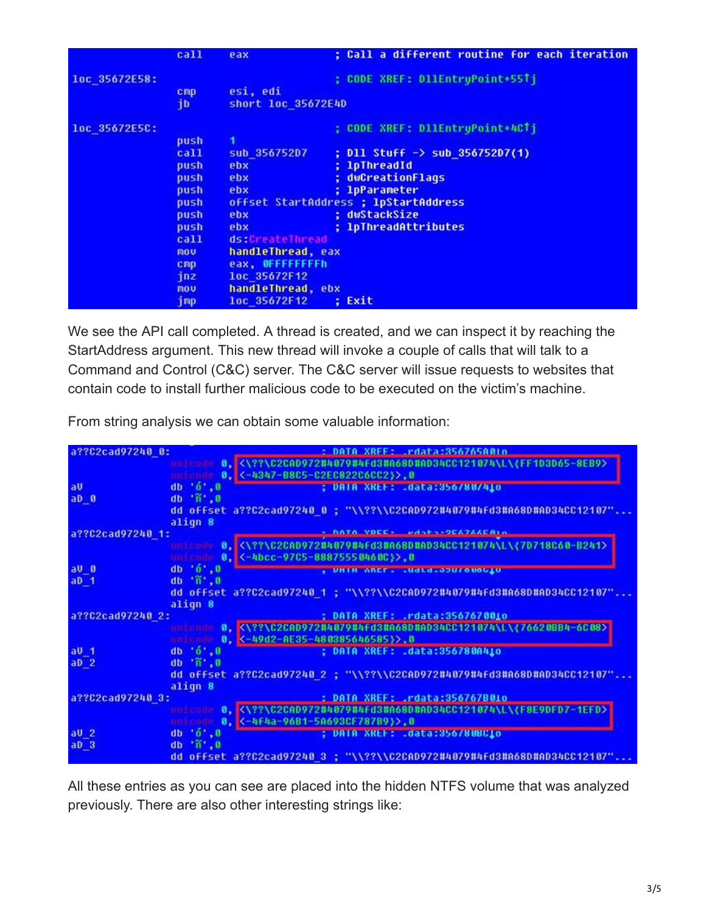```
                call    eax             ; Call a different routine for each iteration

loc_35672E58:                           ; CODE XREF: DllEntryPoint+55↑j
                cmp     esi, edi
                jb      short loc_35672E4D

loc_35672E5C:                           ; CODE XREF: DllEntryPoint+4C↑j
                push    1
                call    sub_356752D7    ; Dll Stuff -> sub_356752D7(1)
                push    ebx             ; lpThreadId
                push    ebx             ; dwCreationFlags
                push    ebx             ; lpParameter
                push    offset StartAddress ; lpStartAddress
                push    ebx             ; dwStackSize
                push    ebx             ; lpThreadAttributes
                call    ds:CreateThread
                mov     handleThread, eax
                cmp     eax, 0FFFFFFFFh
                jnz     loc_35672F12
                mov     handleThread, ebx
                jmp     loc_35672F12    ; Exit
```

We see the API call completed. A thread is created, and we can inspect it by reaching the StartAddress argument. This new thread will invoke a couple of calls that will talk to a Command and Control (C&C) server. The C&C server will issue requests to websites that contain code to install further malicious code to be executed on the victim's machine.

From string analysis we can obtain some valuable information:

```
a??C2cad97240_0:                        ; DATA XREF: .rdata:356765A0↓o
                unicode 0, <\??\C2CAD972#4079#4fd3#A68D#AD34CC121074\L\{FF1D3D65-8EB9>
                unicode 0, <-4347-B8C5-C2EC822C6CC2}>,0
aU              db '6',0                ; DATA XREF: .data:356780?4↓o
aD_0            db 'ñ',0
                dd offset a??C2cad97240_0 ; "\\??\\C2CAD972#4079#4fd3#A68D#AD34CC12107"...
                align 8
a??C2cad97240_1:                        ; DATA XREF: .rdata:356765E0↓o
                unicode 0, <\??\C2CAD972#4079#4fd3#A68D#AD34CC121074\L\{7D718C60-B241>
                unicode 0, <-4bcc-97C5-88875550460C}>,0
aU_0            db '6',0                ; DATA XREF: .data:356780?C↓o
aD_1            db 'ñ',0
                dd offset a??C2cad97240_1 ; "\\??\\C2CAD972#4079#4fd3#A68D#AD34CC12107"...
                align 8
a??C2cad97240_2:                        ; DATA XREF: .rdata:35676700↓o
                unicode 0, <\??\C2CAD972#4079#4fd3#A68D#AD34CC121074\L\{76620BB4-6C08>
                unicode 0, <-49d2-AE35-480385646585}>,0
aU_1            db '6',0                ; DATA XREF: .data:356780A4↓o
aD_2            db 'ñ',0
                dd offset a??C2cad97240_2 ; "\\??\\C2CAD972#4079#4fd3#A68D#AD34CC12107"...
                align 8
a??C2cad97240_3:                        ; DATA XREF: .rdata:356767B0↓o
                unicode 0, <\??\C2CAD972#4079#4fd3#A68D#AD34CC121074\L\{F8E9DFD7-1EFD>
                unicode 0, <-4f4a-96B1-5A693CF787B9}>,0
aU_2            db '6',0                ; DATA XREF: .data:356780BC↓o
aD_3            db 'ñ',0
                dd offset a??C2cad97240_3 ; "\\??\\C2CAD972#4079#4fd3#A68D#AD34CC12107"...
```

All these entries as you can see are placed into the hidden NTFS volume that was analyzed previously. There are also other interesting strings like: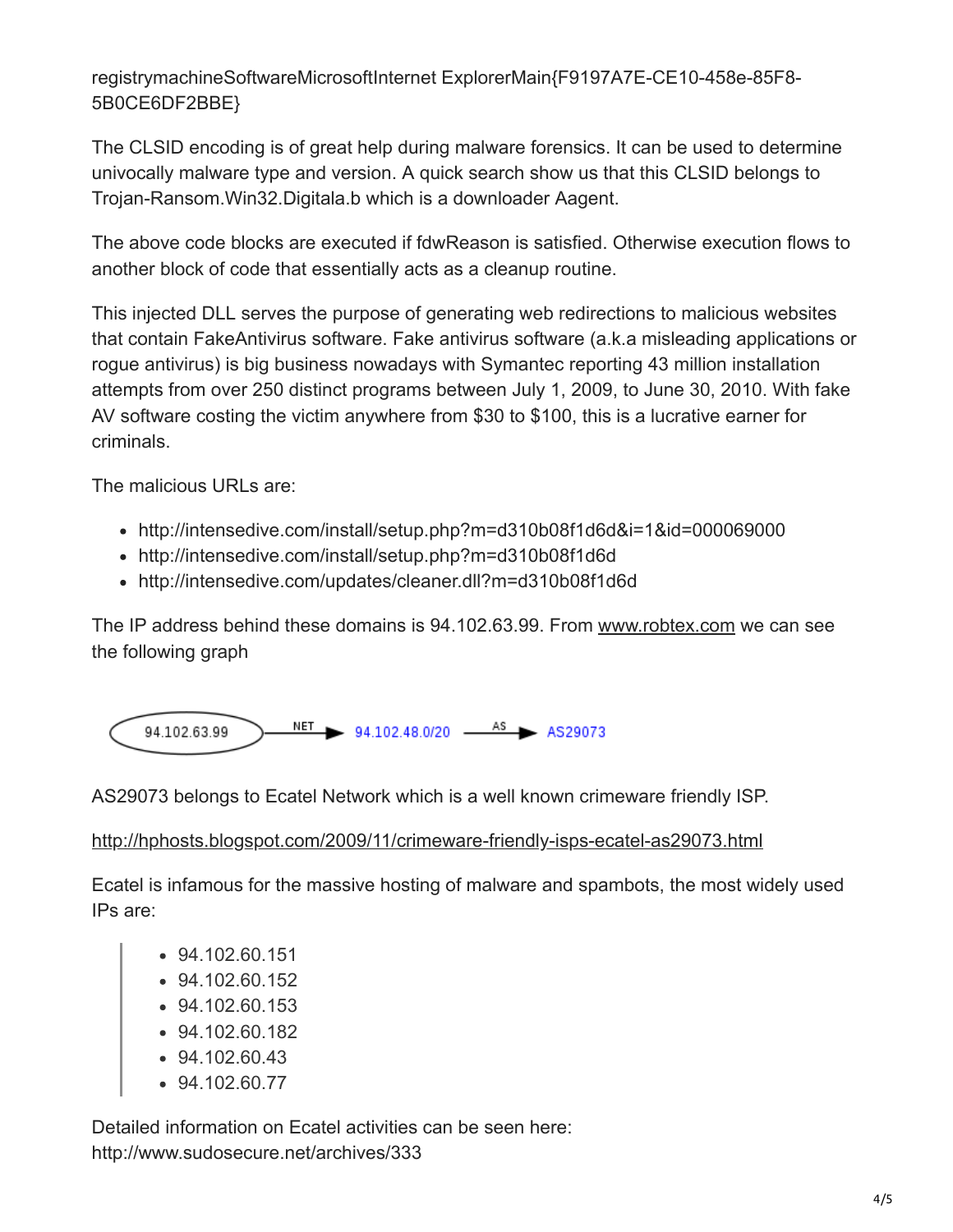registrymachineSoftwareMicrosoftInternet ExplorerMain{F9197A7E-CE10-458e-85F8-5B0CE6DF2BBE}

The CLSID encoding is of great help during malware forensics. It can be used to determine univocally malware type and version. A quick search show us that this CLSID belongs to Trojan-Ransom.Win32.Digitala.b which is a downloader Aagent.

The above code blocks are executed if fdwReason is satisfied. Otherwise execution flows to another block of code that essentially acts as a cleanup routine.

This injected DLL serves the purpose of generating web redirections to malicious websites that contain FakeAntivirus software. Fake antivirus software (a.k.a misleading applications or rogue antivirus) is big business nowadays with Symantec reporting 43 million installation attempts from over 250 distinct programs between July 1, 2009, to June 30, 2010. With fake AV software costing the victim anywhere from $30 to $100, this is a lucrative earner for criminals.

The malicious URLs are:

- http://intensedive.com/install/setup.php?m=d310b08f1d6d&i=1&id=000069000
- http://intensedive.com/install/setup.php?m=d310b08f1d6d
- http://intensedive.com/updates/cleaner.dll?m=d310b08f1d6d

The IP address behind these domains is 94.102.63.99. From www.robtex.com we can see the following graph

94.102.63.99 —NET→ 94.102.48.0/20 —AS→ AS29073

AS29073 belongs to Ecatel Network which is a well known crimeware friendly ISP.

http://hphosts.blogspot.com/2009/11/crimeware-friendly-isps-ecatel-as29073.html

Ecatel is infamous for the massive hosting of malware and spambots, the most widely used IPs are:

> - 94.102.60.151
> - 94.102.60.152
> - 94.102.60.153
> - 94.102.60.182
> - 94.102.60.43
> - 94.102.60.77

Detailed information on Ecatel activities can be seen here:
http://www.sudosecure.net/archives/333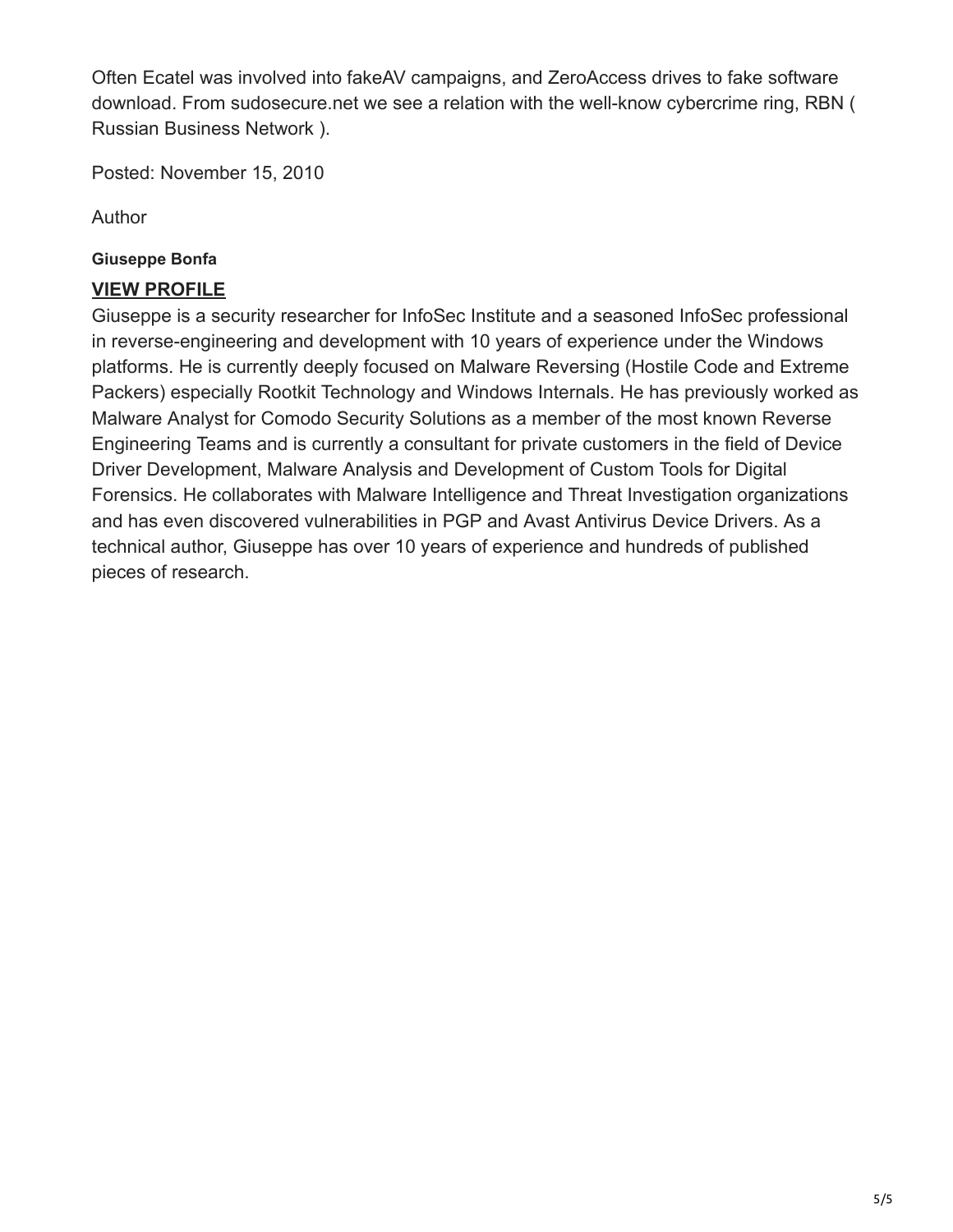Often Ecatel was involved into fakeAV campaigns, and ZeroAccess drives to fake software download. From sudosecure.net we see a relation with the well-know cybercrime ring, RBN ( Russian Business Network ).

Posted: November 15, 2010

Author

**Giuseppe Bonfa**

**VIEW PROFILE**

Giuseppe is a security researcher for InfoSec Institute and a seasoned InfoSec professional in reverse-engineering and development with 10 years of experience under the Windows platforms. He is currently deeply focused on Malware Reversing (Hostile Code and Extreme Packers) especially Rootkit Technology and Windows Internals. He has previously worked as Malware Analyst for Comodo Security Solutions as a member of the most known Reverse Engineering Teams and is currently a consultant for private customers in the field of Device Driver Development, Malware Analysis and Development of Custom Tools for Digital Forensics. He collaborates with Malware Intelligence and Threat Investigation organizations and has even discovered vulnerabilities in PGP and Avast Antivirus Device Drivers. As a technical author, Giuseppe has over 10 years of experience and hundreds of published pieces of research.